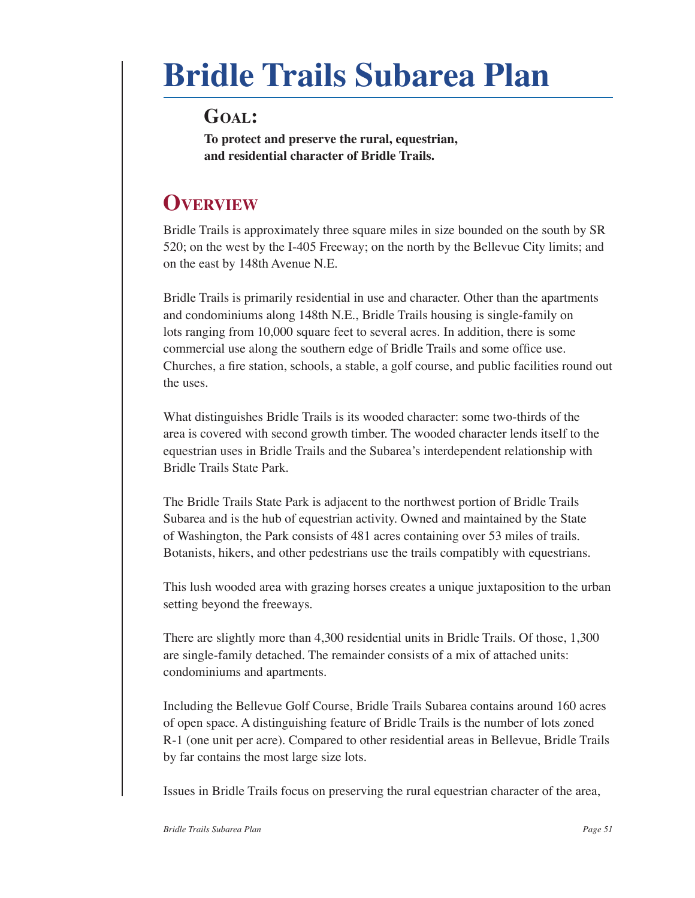# Bridle Trails Subarea Plan

## Goal:

**To protect and preserve the rural, equestrian, and residential character of Bridle Trails.**

## Overview

Bridle Trails is approximately three square miles in size bounded on the south by SR 520; on the west by the I-405 Freeway; on the north by the Bellevue City limits; and on the east by 148th Avenue N.E.

Bridle Trails is primarily residential in use and character. Other than the apartments and condominiums along 148th N.E., Bridle Trails housing is single-family on lots ranging from 10,000 square feet to several acres. In addition, there is some commercial use along the southern edge of Bridle Trails and some office use. Churches, a fire station, schools, a stable, a golf course, and public facilities round out the uses.

What distinguishes Bridle Trails is its wooded character: some two-thirds of the area is covered with second growth timber. The wooded character lends itself to the equestrian uses in Bridle Trails and the Subarea's interdependent relationship with Bridle Trails State Park.

The Bridle Trails State Park is adjacent to the northwest portion of Bridle Trails Subarea and is the hub of equestrian activity. Owned and maintained by the State of Washington, the Park consists of 481 acres containing over 53 miles of trails. Botanists, hikers, and other pedestrians use the trails compatibly with equestrians.

This lush wooded area with grazing horses creates a unique juxtaposition to the urban setting beyond the freeways.

There are slightly more than 4,300 residential units in Bridle Trails. Of those, 1,300 are single-family detached. The remainder consists of a mix of attached units: condominiums and apartments.

Including the Bellevue Golf Course, Bridle Trails Subarea contains around 160 acres of open space. A distinguishing feature of Bridle Trails is the number of lots zoned R-1 (one unit per acre). Compared to other residential areas in Bellevue, Bridle Trails by far contains the most large size lots.

Issues in Bridle Trails focus on preserving the rural equestrian character of the area,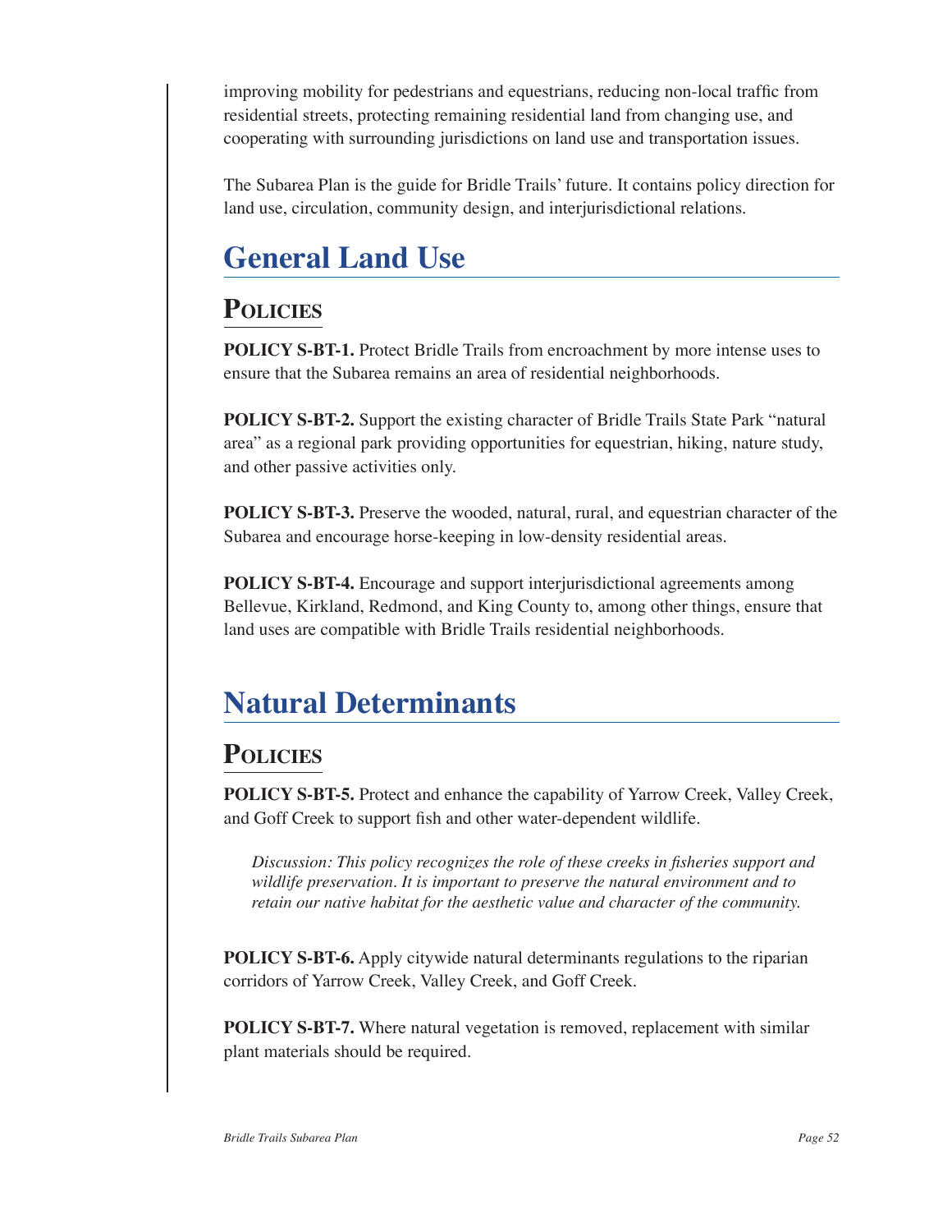improving mobility for pedestrians and equestrians, reducing non-local traffic from residential streets, protecting remaining residential land from changing use, and cooperating with surrounding jurisdictions on land use and transportation issues.

The Subarea Plan is the guide for Bridle Trails' future. It contains policy direction for land use, circulation, community design, and interjurisdictional relations.

# General Land Use

## Policies

**POLICY S-BT-1.** Protect Bridle Trails from encroachment by more intense uses to ensure that the Subarea remains an area of residential neighborhoods.

**POLICY S-BT-2.** Support the existing character of Bridle Trails State Park "natural area" as a regional park providing opportunities for equestrian, hiking, nature study, and other passive activities only.

**POLICY S-BT-3.** Preserve the wooded, natural, rural, and equestrian character of the Subarea and encourage horse-keeping in low-density residential areas.

**POLICY S-BT-4.** Encourage and support interjurisdictional agreements among Bellevue, Kirkland, Redmond, and King County to, among other things, ensure that land uses are compatible with Bridle Trails residential neighborhoods.

# Natural Determinants

## Policies

**POLICY S-BT-5.** Protect and enhance the capability of Yarrow Creek, Valley Creek, and Goff Creek to support fish and other water-dependent wildlife.

> *Discussion: This policy recognizes the role of these creeks in fisheries support and wildlife preservation. It is important to preserve the natural environment and to retain our native habitat for the aesthetic value and character of the community.*

**POLICY S-BT-6.** Apply citywide natural determinants regulations to the riparian corridors of Yarrow Creek, Valley Creek, and Goff Creek.

**POLICY S-BT-7.** Where natural vegetation is removed, replacement with similar plant materials should be required.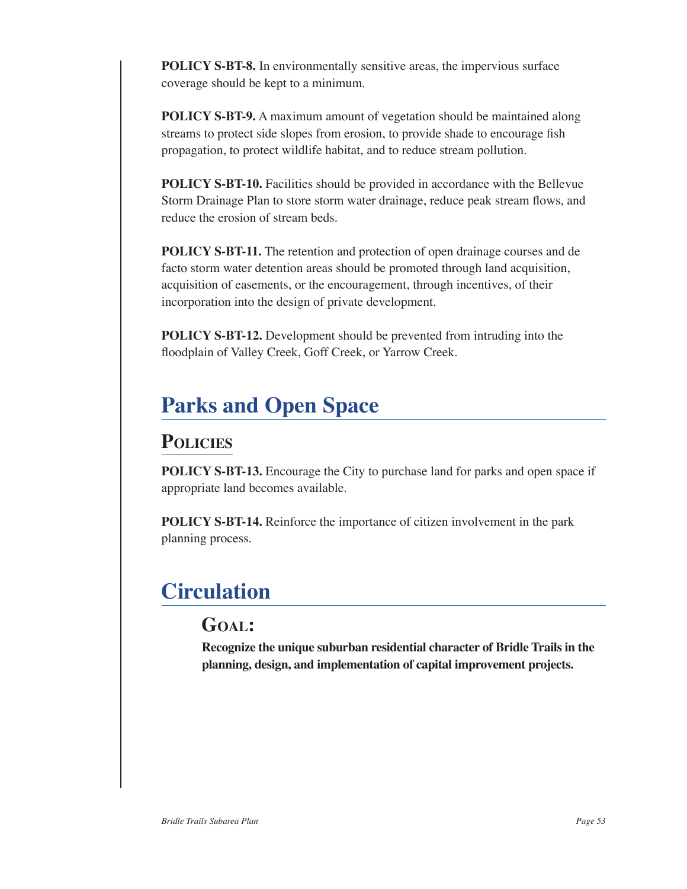**POLICY S-BT-8.** In environmentally sensitive areas, the impervious surface coverage should be kept to a minimum.

**POLICY S-BT-9.** A maximum amount of vegetation should be maintained along streams to protect side slopes from erosion, to provide shade to encourage fish propagation, to protect wildlife habitat, and to reduce stream pollution.

**POLICY S-BT-10.** Facilities should be provided in accordance with the Bellevue Storm Drainage Plan to store storm water drainage, reduce peak stream flows, and reduce the erosion of stream beds.

**POLICY S-BT-11.** The retention and protection of open drainage courses and de facto storm water detention areas should be promoted through land acquisition, acquisition of easements, or the encouragement, through incentives, of their incorporation into the design of private development.

**POLICY S-BT-12.** Development should be prevented from intruding into the floodplain of Valley Creek, Goff Creek, or Yarrow Creek.

# Parks and Open Space

## Policies

**POLICY S-BT-13.** Encourage the City to purchase land for parks and open space if appropriate land becomes available.

**POLICY S-BT-14.** Reinforce the importance of citizen involvement in the park planning process.

# Circulation

## Goal:

**Recognize the unique suburban residential character of Bridle Trails in the planning, design, and implementation of capital improvement projects.**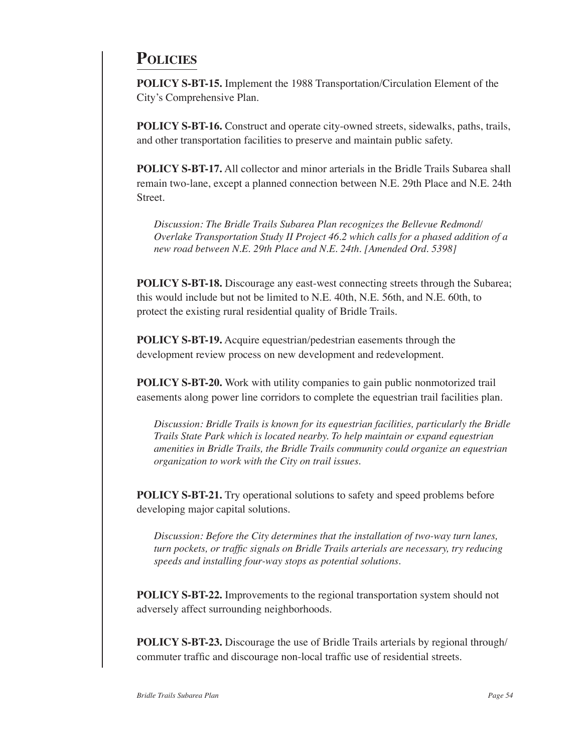## Policies

**POLICY S-BT-15.** Implement the 1988 Transportation/Circulation Element of the City's Comprehensive Plan.

**POLICY S-BT-16.** Construct and operate city-owned streets, sidewalks, paths, trails, and other transportation facilities to preserve and maintain public safety.

**POLICY S-BT-17.** All collector and minor arterials in the Bridle Trails Subarea shall remain two-lane, except a planned connection between N.E. 29th Place and N.E. 24th Street.

*Discussion: The Bridle Trails Subarea Plan recognizes the Bellevue Redmond/ Overlake Transportation Study II Project 46.2 which calls for a phased addition of a new road between N.E. 29th Place and N.E. 24th. [Amended Ord. 5398]*

**POLICY S-BT-18.** Discourage any east-west connecting streets through the Subarea; this would include but not be limited to N.E. 40th, N.E. 56th, and N.E. 60th, to protect the existing rural residential quality of Bridle Trails.

**POLICY S-BT-19.** Acquire equestrian/pedestrian easements through the development review process on new development and redevelopment.

**POLICY S-BT-20.** Work with utility companies to gain public nonmotorized trail easements along power line corridors to complete the equestrian trail facilities plan.

*Discussion: Bridle Trails is known for its equestrian facilities, particularly the Bridle Trails State Park which is located nearby. To help maintain or expand equestrian amenities in Bridle Trails, the Bridle Trails community could organize an equestrian organization to work with the City on trail issues.*

**POLICY S-BT-21.** Try operational solutions to safety and speed problems before developing major capital solutions.

*Discussion: Before the City determines that the installation of two-way turn lanes, turn pockets, or traffic signals on Bridle Trails arterials are necessary, try reducing speeds and installing four-way stops as potential solutions.*

**POLICY S-BT-22.** Improvements to the regional transportation system should not adversely affect surrounding neighborhoods.

**POLICY S-BT-23.** Discourage the use of Bridle Trails arterials by regional through/ commuter traffic and discourage non-local traffic use of residential streets.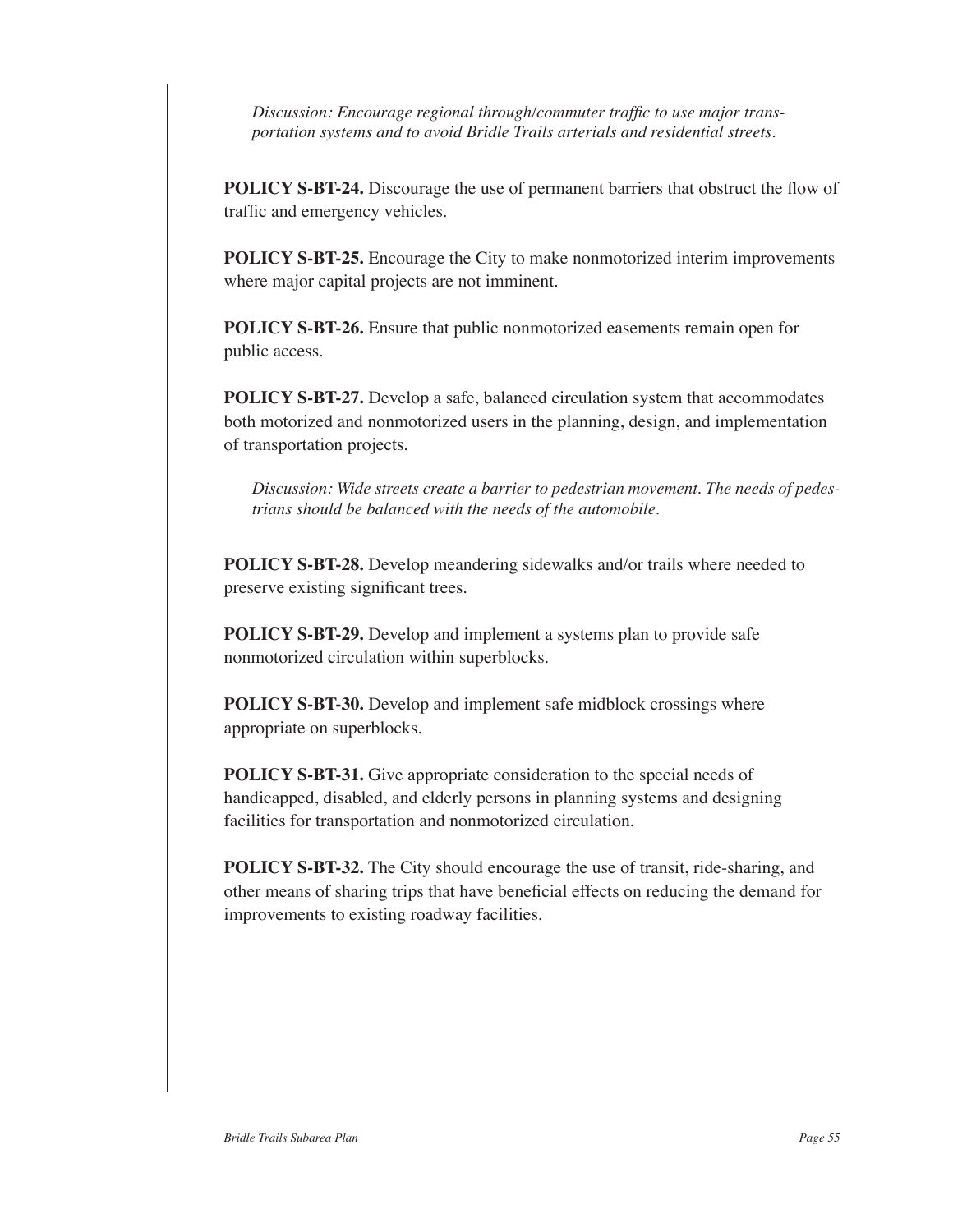*Discussion: Encourage regional through/commuter traffic to use major transportation systems and to avoid Bridle Trails arterials and residential streets.*

**POLICY S-BT-24.** Discourage the use of permanent barriers that obstruct the flow of traffic and emergency vehicles.

**POLICY S-BT-25.** Encourage the City to make nonmotorized interim improvements where major capital projects are not imminent.

**POLICY S-BT-26.** Ensure that public nonmotorized easements remain open for public access.

**POLICY S-BT-27.** Develop a safe, balanced circulation system that accommodates both motorized and nonmotorized users in the planning, design, and implementation of transportation projects.

*Discussion: Wide streets create a barrier to pedestrian movement. The needs of pedestrians should be balanced with the needs of the automobile.*

**POLICY S-BT-28.** Develop meandering sidewalks and/or trails where needed to preserve existing significant trees.

**POLICY S-BT-29.** Develop and implement a systems plan to provide safe nonmotorized circulation within superblocks.

**POLICY S-BT-30.** Develop and implement safe midblock crossings where appropriate on superblocks.

**POLICY S-BT-31.** Give appropriate consideration to the special needs of handicapped, disabled, and elderly persons in planning systems and designing facilities for transportation and nonmotorized circulation.

**POLICY S-BT-32.** The City should encourage the use of transit, ride-sharing, and other means of sharing trips that have beneficial effects on reducing the demand for improvements to existing roadway facilities.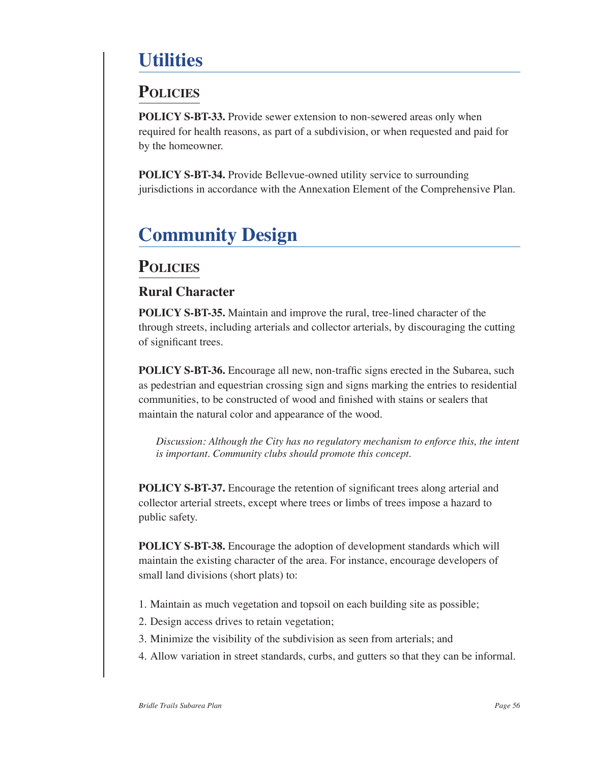# Utilities

## Policies

**POLICY S-BT-33.** Provide sewer extension to non-sewered areas only when required for health reasons, as part of a subdivision, or when requested and paid for by the homeowner.

**POLICY S-BT-34.** Provide Bellevue-owned utility service to surrounding jurisdictions in accordance with the Annexation Element of the Comprehensive Plan.

# Community Design

## Policies

### Rural Character

**POLICY S-BT-35.** Maintain and improve the rural, tree-lined character of the through streets, including arterials and collector arterials, by discouraging the cutting of significant trees.

**POLICY S-BT-36.** Encourage all new, non-traffic signs erected in the Subarea, such as pedestrian and equestrian crossing sign and signs marking the entries to residential communities, to be constructed of wood and finished with stains or sealers that maintain the natural color and appearance of the wood.

> *Discussion: Although the City has no regulatory mechanism to enforce this, the intent is important. Community clubs should promote this concept.*

**POLICY S-BT-37.** Encourage the retention of significant trees along arterial and collector arterial streets, except where trees or limbs of trees impose a hazard to public safety.

**POLICY S-BT-38.** Encourage the adoption of development standards which will maintain the existing character of the area. For instance, encourage developers of small land divisions (short plats) to:

1. Maintain as much vegetation and topsoil on each building site as possible;
2. Design access drives to retain vegetation;
3. Minimize the visibility of the subdivision as seen from arterials; and
4. Allow variation in street standards, curbs, and gutters so that they can be informal.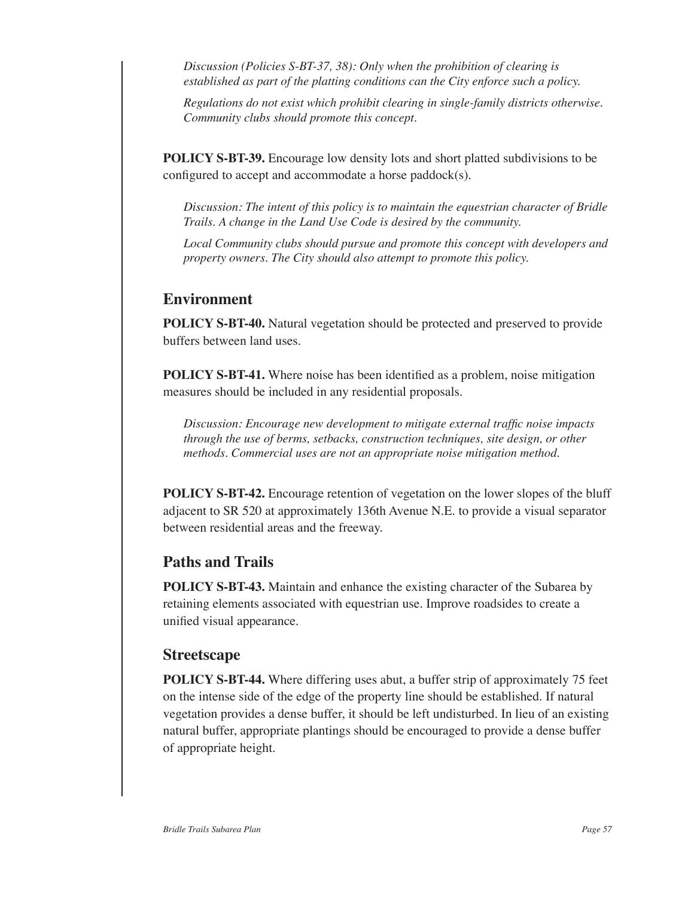*Discussion (Policies S-BT-37, 38): Only when the prohibition of clearing is established as part of the platting conditions can the City enforce such a policy.*

*Regulations do not exist which prohibit clearing in single-family districts otherwise. Community clubs should promote this concept.*

**POLICY S-BT-39.** Encourage low density lots and short platted subdivisions to be configured to accept and accommodate a horse paddock(s).

*Discussion: The intent of this policy is to maintain the equestrian character of Bridle Trails. A change in the Land Use Code is desired by the community.*

*Local Community clubs should pursue and promote this concept with developers and property owners. The City should also attempt to promote this policy.*

## Environment

**POLICY S-BT-40.** Natural vegetation should be protected and preserved to provide buffers between land uses.

**POLICY S-BT-41.** Where noise has been identified as a problem, noise mitigation measures should be included in any residential proposals.

*Discussion: Encourage new development to mitigate external traffic noise impacts through the use of berms, setbacks, construction techniques, site design, or other methods. Commercial uses are not an appropriate noise mitigation method.*

**POLICY S-BT-42.** Encourage retention of vegetation on the lower slopes of the bluff adjacent to SR 520 at approximately 136th Avenue N.E. to provide a visual separator between residential areas and the freeway.

## Paths and Trails

**POLICY S-BT-43.** Maintain and enhance the existing character of the Subarea by retaining elements associated with equestrian use. Improve roadsides to create a unified visual appearance.

## Streetscape

**POLICY S-BT-44.** Where differing uses abut, a buffer strip of approximately 75 feet on the intense side of the edge of the property line should be established. If natural vegetation provides a dense buffer, it should be left undisturbed. In lieu of an existing natural buffer, appropriate plantings should be encouraged to provide a dense buffer of appropriate height.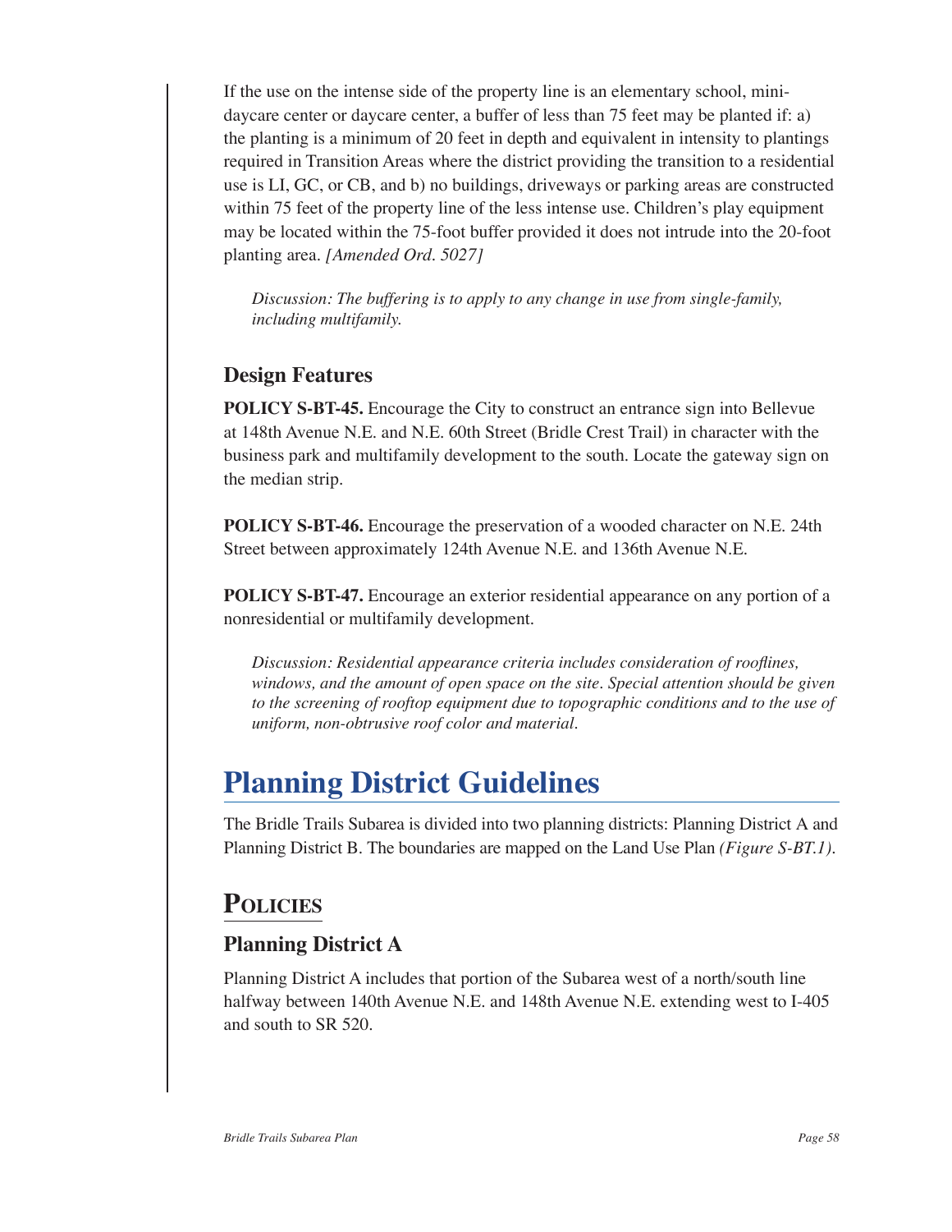If the use on the intense side of the property line is an elementary school, mini-daycare center or daycare center, a buffer of less than 75 feet may be planted if: a) the planting is a minimum of 20 feet in depth and equivalent in intensity to plantings required in Transition Areas where the district providing the transition to a residential use is LI, GC, or CB, and b) no buildings, driveways or parking areas are constructed within 75 feet of the property line of the less intense use. Children's play equipment may be located within the 75-foot buffer provided it does not intrude into the 20-foot planting area. *[Amended Ord. 5027]*

*Discussion: The buffering is to apply to any change in use from single-family, including multifamily.*

### Design Features

**POLICY S-BT-45.** Encourage the City to construct an entrance sign into Bellevue at 148th Avenue N.E. and N.E. 60th Street (Bridle Crest Trail) in character with the business park and multifamily development to the south. Locate the gateway sign on the median strip.

**POLICY S-BT-46.** Encourage the preservation of a wooded character on N.E. 24th Street between approximately 124th Avenue N.E. and 136th Avenue N.E.

**POLICY S-BT-47.** Encourage an exterior residential appearance on any portion of a nonresidential or multifamily development.

*Discussion: Residential appearance criteria includes consideration of rooflines, windows, and the amount of open space on the site. Special attention should be given to the screening of rooftop equipment due to topographic conditions and to the use of uniform, non-obtrusive roof color and material.*

# Planning District Guidelines

The Bridle Trails Subarea is divided into two planning districts: Planning District A and Planning District B. The boundaries are mapped on the Land Use Plan *(Figure S-BT.1)*.

## Policies

### Planning District A

Planning District A includes that portion of the Subarea west of a north/south line halfway between 140th Avenue N.E. and 148th Avenue N.E. extending west to I-405 and south to SR 520.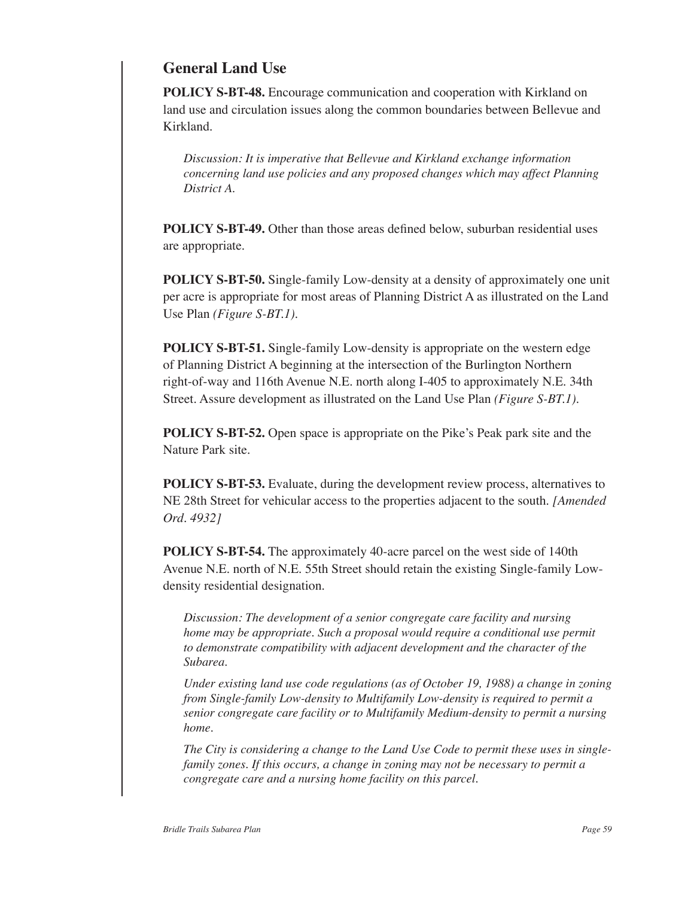## General Land Use

**POLICY S-BT-48.** Encourage communication and cooperation with Kirkland on land use and circulation issues along the common boundaries between Bellevue and Kirkland.

*Discussion: It is imperative that Bellevue and Kirkland exchange information concerning land use policies and any proposed changes which may affect Planning District A.*

**POLICY S-BT-49.** Other than those areas defined below, suburban residential uses are appropriate.

**POLICY S-BT-50.** Single-family Low-density at a density of approximately one unit per acre is appropriate for most areas of Planning District A as illustrated on the Land Use Plan *(Figure S-BT.1).*

**POLICY S-BT-51.** Single-family Low-density is appropriate on the western edge of Planning District A beginning at the intersection of the Burlington Northern right-of-way and 116th Avenue N.E. north along I-405 to approximately N.E. 34th Street. Assure development as illustrated on the Land Use Plan *(Figure S-BT.1).*

**POLICY S-BT-52.** Open space is appropriate on the Pike's Peak park site and the Nature Park site.

**POLICY S-BT-53.** Evaluate, during the development review process, alternatives to NE 28th Street for vehicular access to the properties adjacent to the south. *[Amended Ord. 4932]*

**POLICY S-BT-54.** The approximately 40-acre parcel on the west side of 140th Avenue N.E. north of N.E. 55th Street should retain the existing Single-family Low-density residential designation.

*Discussion: The development of a senior congregate care facility and nursing home may be appropriate. Such a proposal would require a conditional use permit to demonstrate compatibility with adjacent development and the character of the Subarea.*

*Under existing land use code regulations (as of October 19, 1988) a change in zoning from Single-family Low-density to Multifamily Low-density is required to permit a senior congregate care facility or to Multifamily Medium-density to permit a nursing home.*

*The City is considering a change to the Land Use Code to permit these uses in single-family zones. If this occurs, a change in zoning may not be necessary to permit a congregate care and a nursing home facility on this parcel.*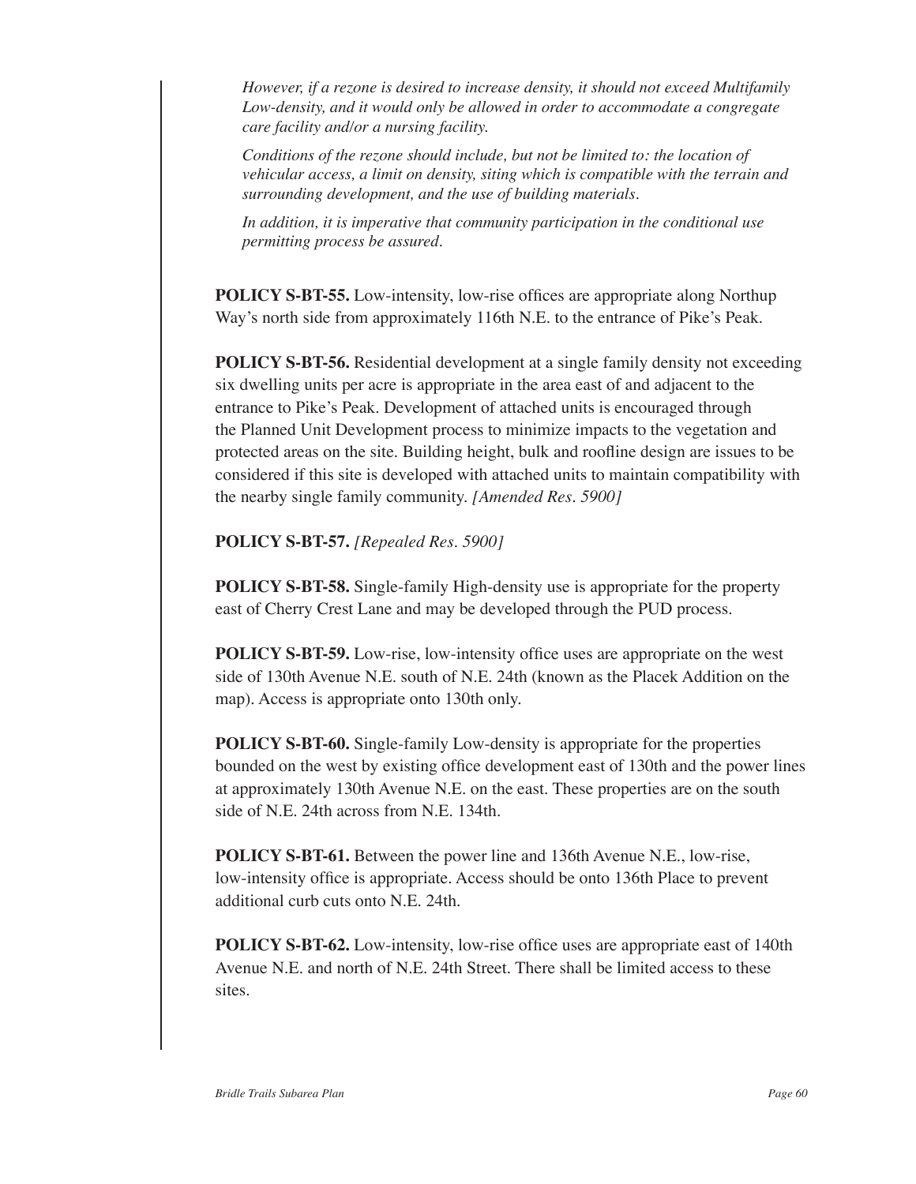*However, if a rezone is desired to increase density, it should not exceed Multifamily Low-density, and it would only be allowed in order to accommodate a congregate care facility and/or a nursing facility.*

*Conditions of the rezone should include, but not be limited to: the location of vehicular access, a limit on density, siting which is compatible with the terrain and surrounding development, and the use of building materials.*

*In addition, it is imperative that community participation in the conditional use permitting process be assured.*

**POLICY S-BT-55.** Low-intensity, low-rise offices are appropriate along Northup Way's north side from approximately 116th N.E. to the entrance of Pike's Peak.

**POLICY S-BT-56.** Residential development at a single family density not exceeding six dwelling units per acre is appropriate in the area east of and adjacent to the entrance to Pike's Peak. Development of attached units is encouraged through the Planned Unit Development process to minimize impacts to the vegetation and protected areas on the site. Building height, bulk and roofline design are issues to be considered if this site is developed with attached units to maintain compatibility with the nearby single family community. *[Amended Res. 5900]*

**POLICY S-BT-57.** *[Repealed Res. 5900]*

**POLICY S-BT-58.** Single-family High-density use is appropriate for the property east of Cherry Crest Lane and may be developed through the PUD process.

**POLICY S-BT-59.** Low-rise, low-intensity office uses are appropriate on the west side of 130th Avenue N.E. south of N.E. 24th (known as the Placek Addition on the map). Access is appropriate onto 130th only.

**POLICY S-BT-60.** Single-family Low-density is appropriate for the properties bounded on the west by existing office development east of 130th and the power lines at approximately 130th Avenue N.E. on the east. These properties are on the south side of N.E. 24th across from N.E. 134th.

**POLICY S-BT-61.** Between the power line and 136th Avenue N.E., low-rise, low-intensity office is appropriate. Access should be onto 136th Place to prevent additional curb cuts onto N.E. 24th.

**POLICY S-BT-62.** Low-intensity, low-rise office uses are appropriate east of 140th Avenue N.E. and north of N.E. 24th Street. There shall be limited access to these sites.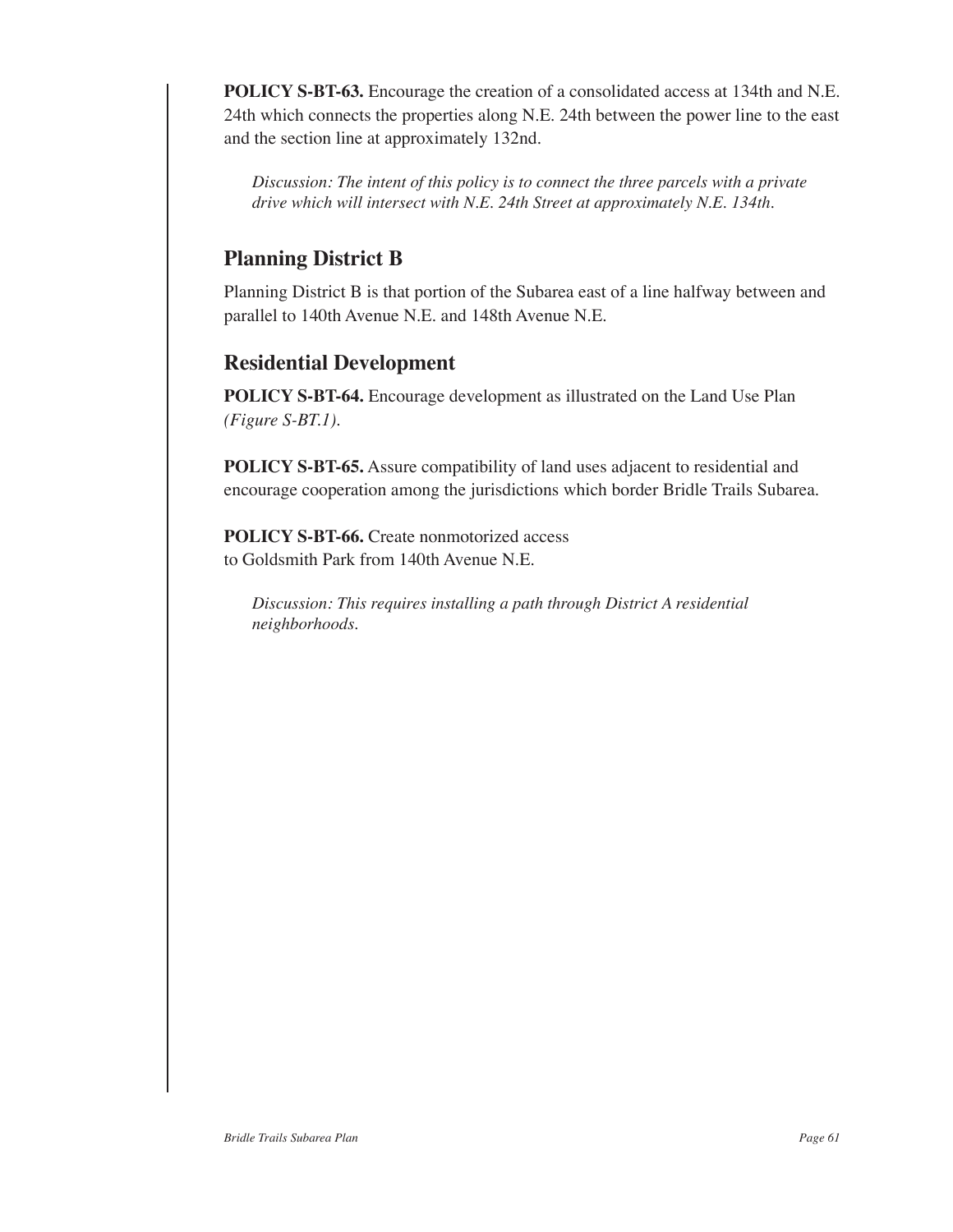**POLICY S-BT-63.** Encourage the creation of a consolidated access at 134th and N.E. 24th which connects the properties along N.E. 24th between the power line to the east and the section line at approximately 132nd.

*Discussion: The intent of this policy is to connect the three parcels with a private drive which will intersect with N.E. 24th Street at approximately N.E. 134th.*

## Planning District B

Planning District B is that portion of the Subarea east of a line halfway between and parallel to 140th Avenue N.E. and 148th Avenue N.E.

## Residential Development

**POLICY S-BT-64.** Encourage development as illustrated on the Land Use Plan *(Figure S-BT.1).*

**POLICY S-BT-65.** Assure compatibility of land uses adjacent to residential and encourage cooperation among the jurisdictions which border Bridle Trails Subarea.

**POLICY S-BT-66.** Create nonmotorized access to Goldsmith Park from 140th Avenue N.E.

*Discussion: This requires installing a path through District A residential neighborhoods.*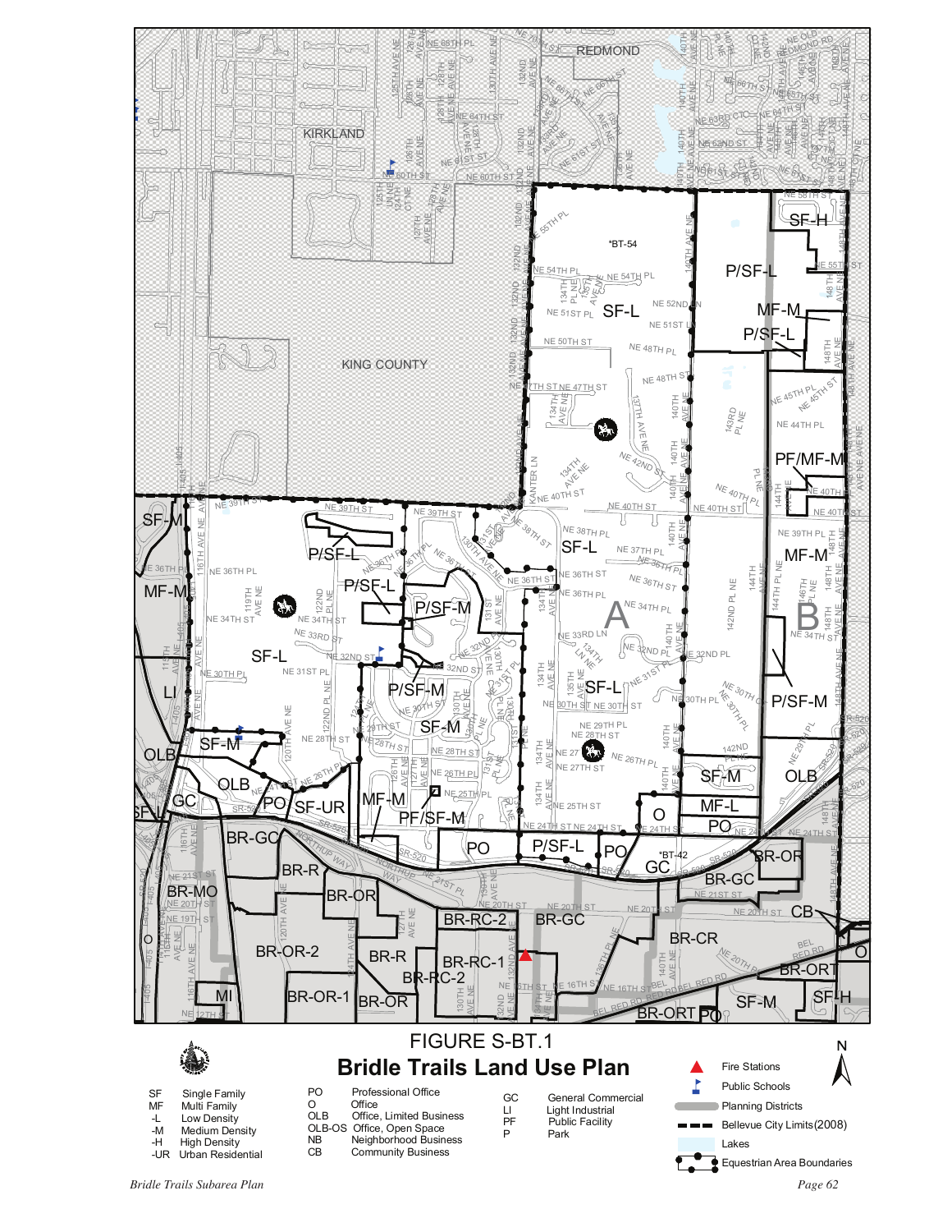FIGURE S-BT.1

# Bridle Trails Land Use Plan

SF Single Family
MF Multi Family
-L Low Density
-M Medium Density
-H High Density
-UR Urban Residential

PO Professional Office
O Office
OLB Office, Limited Business
OLB-OS Office, Open Space
NB Neighborhood Business
CB Community Business

GC General Commercial
LI Light Industrial
PF Public Facility
P Park

Fire Stations
Public Schools
Planning Districts
Bellevue City Limits(2008)
Lakes
Equestrian Area Boundaries